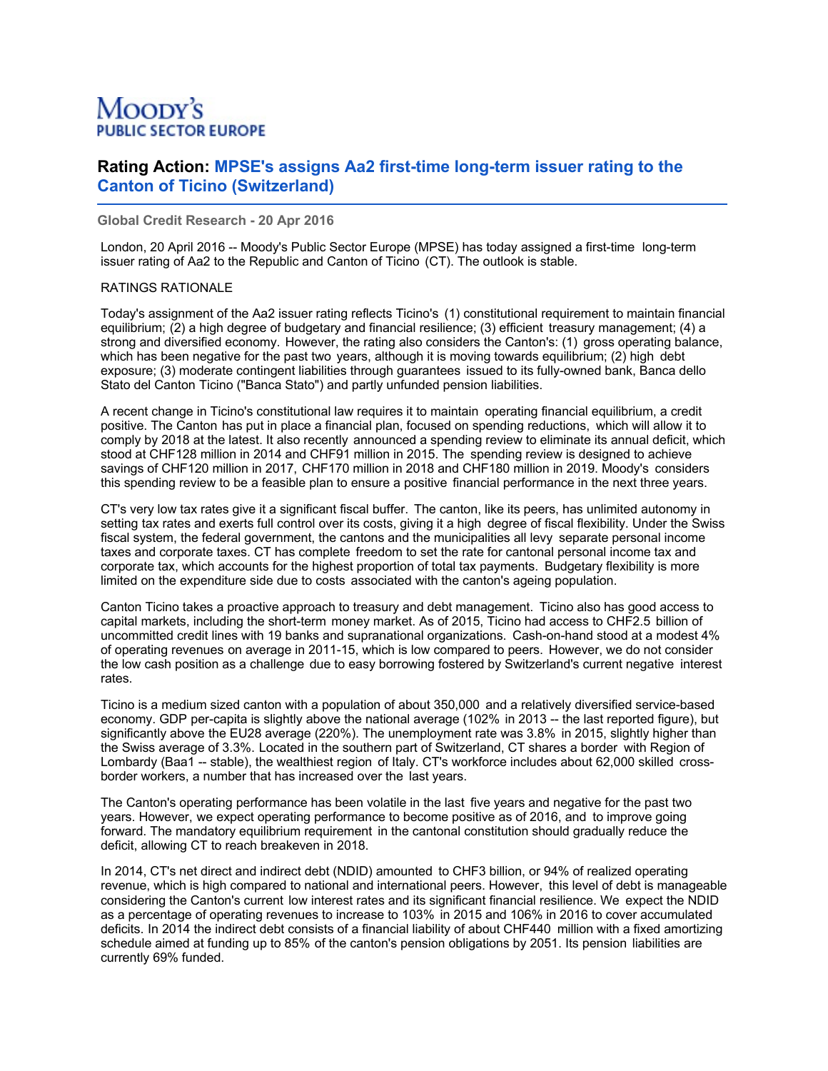MOODY'S
PUBLIC SECTOR EUROPE

## Rating Action: MPSE's assigns Aa2 first-time long-term issuer rating to the Canton of Ticino (Switzerland)

**Global Credit Research - 20 Apr 2016**

London, 20 April 2016 -- Moody's Public Sector Europe (MPSE) has today assigned a first-time long-term issuer rating of Aa2 to the Republic and Canton of Ticino (CT). The outlook is stable.

RATINGS RATIONALE

Today's assignment of the Aa2 issuer rating reflects Ticino's (1) constitutional requirement to maintain financial equilibrium; (2) a high degree of budgetary and financial resilience; (3) efficient treasury management; (4) a strong and diversified economy. However, the rating also considers the Canton's: (1) gross operating balance, which has been negative for the past two years, although it is moving towards equilibrium; (2) high debt exposure; (3) moderate contingent liabilities through guarantees issued to its fully-owned bank, Banca dello Stato del Canton Ticino ("Banca Stato") and partly unfunded pension liabilities.

A recent change in Ticino's constitutional law requires it to maintain operating financial equilibrium, a credit positive. The Canton has put in place a financial plan, focused on spending reductions, which will allow it to comply by 2018 at the latest. It also recently announced a spending review to eliminate its annual deficit, which stood at CHF128 million in 2014 and CHF91 million in 2015. The spending review is designed to achieve savings of CHF120 million in 2017, CHF170 million in 2018 and CHF180 million in 2019. Moody's considers this spending review to be a feasible plan to ensure a positive financial performance in the next three years.

CT's very low tax rates give it a significant fiscal buffer. The canton, like its peers, has unlimited autonomy in setting tax rates and exerts full control over its costs, giving it a high degree of fiscal flexibility. Under the Swiss fiscal system, the federal government, the cantons and the municipalities all levy separate personal income taxes and corporate taxes. CT has complete freedom to set the rate for cantonal personal income tax and corporate tax, which accounts for the highest proportion of total tax payments. Budgetary flexibility is more limited on the expenditure side due to costs associated with the canton's ageing population.

Canton Ticino takes a proactive approach to treasury and debt management. Ticino also has good access to capital markets, including the short-term money market. As of 2015, Ticino had access to CHF2.5 billion of uncommitted credit lines with 19 banks and supranational organizations. Cash-on-hand stood at a modest 4% of operating revenues on average in 2011-15, which is low compared to peers. However, we do not consider the low cash position as a challenge due to easy borrowing fostered by Switzerland's current negative interest rates.

Ticino is a medium sized canton with a population of about 350,000 and a relatively diversified service-based economy. GDP per-capita is slightly above the national average (102% in 2013 -- the last reported figure), but significantly above the EU28 average (220%). The unemployment rate was 3.8% in 2015, slightly higher than the Swiss average of 3.3%. Located in the southern part of Switzerland, CT shares a border with Region of Lombardy (Baa1 -- stable), the wealthiest region of Italy. CT's workforce includes about 62,000 skilled cross-border workers, a number that has increased over the last years.

The Canton's operating performance has been volatile in the last five years and negative for the past two years. However, we expect operating performance to become positive as of 2016, and to improve going forward. The mandatory equilibrium requirement in the cantonal constitution should gradually reduce the deficit, allowing CT to reach breakeven in 2018.

In 2014, CT's net direct and indirect debt (NDID) amounted to CHF3 billion, or 94% of realized operating revenue, which is high compared to national and international peers. However, this level of debt is manageable considering the Canton's current low interest rates and its significant financial resilience. We expect the NDID as a percentage of operating revenues to increase to 103% in 2015 and 106% in 2016 to cover accumulated deficits. In 2014 the indirect debt consists of a financial liability of about CHF440 million with a fixed amortizing schedule aimed at funding up to 85% of the canton's pension obligations by 2051. Its pension liabilities are currently 69% funded.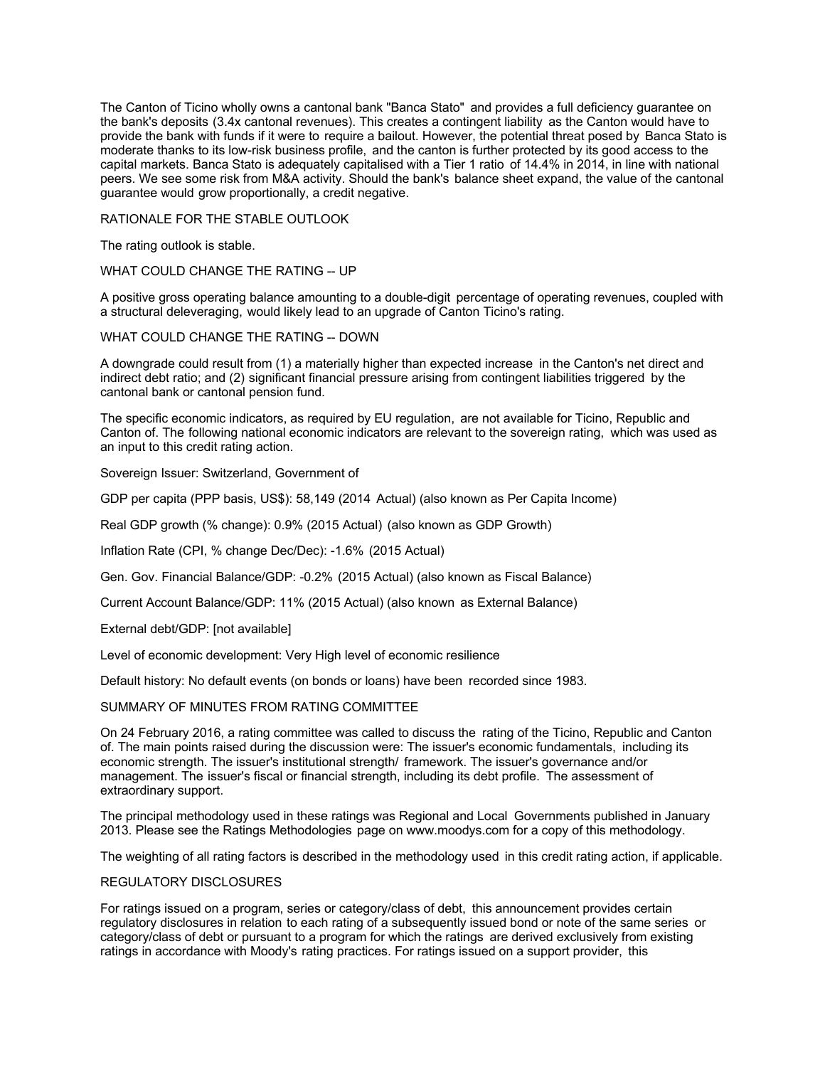The Canton of Ticino wholly owns a cantonal bank "Banca Stato" and provides a full deficiency guarantee on the bank's deposits (3.4x cantonal revenues). This creates a contingent liability as the Canton would have to provide the bank with funds if it were to require a bailout. However, the potential threat posed by Banca Stato is moderate thanks to its low-risk business profile, and the canton is further protected by its good access to the capital markets. Banca Stato is adequately capitalised with a Tier 1 ratio of 14.4% in 2014, in line with national peers. We see some risk from M&A activity. Should the bank's balance sheet expand, the value of the cantonal guarantee would grow proportionally, a credit negative.

## RATIONALE FOR THE STABLE OUTLOOK

The rating outlook is stable.

## WHAT COULD CHANGE THE RATING -- UP

A positive gross operating balance amounting to a double-digit percentage of operating revenues, coupled with a structural deleveraging, would likely lead to an upgrade of Canton Ticino's rating.

## WHAT COULD CHANGE THE RATING -- DOWN

A downgrade could result from (1) a materially higher than expected increase in the Canton's net direct and indirect debt ratio; and (2) significant financial pressure arising from contingent liabilities triggered by the cantonal bank or cantonal pension fund.

The specific economic indicators, as required by EU regulation, are not available for Ticino, Republic and Canton of. The following national economic indicators are relevant to the sovereign rating, which was used as an input to this credit rating action.

Sovereign Issuer: Switzerland, Government of

GDP per capita (PPP basis, US$): 58,149 (2014 Actual) (also known as Per Capita Income)

Real GDP growth (% change): 0.9% (2015 Actual) (also known as GDP Growth)

Inflation Rate (CPI, % change Dec/Dec): -1.6% (2015 Actual)

Gen. Gov. Financial Balance/GDP: -0.2% (2015 Actual) (also known as Fiscal Balance)

Current Account Balance/GDP: 11% (2015 Actual) (also known as External Balance)

External debt/GDP: [not available]

Level of economic development: Very High level of economic resilience

Default history: No default events (on bonds or loans) have been recorded since 1983.

## SUMMARY OF MINUTES FROM RATING COMMITTEE

On 24 February 2016, a rating committee was called to discuss the rating of the Ticino, Republic and Canton of. The main points raised during the discussion were: The issuer's economic fundamentals, including its economic strength. The issuer's institutional strength/ framework. The issuer's governance and/or management. The issuer's fiscal or financial strength, including its debt profile. The assessment of extraordinary support.

The principal methodology used in these ratings was Regional and Local Governments published in January 2013. Please see the Ratings Methodologies page on www.moodys.com for a copy of this methodology.

The weighting of all rating factors is described in the methodology used in this credit rating action, if applicable.

## REGULATORY DISCLOSURES

For ratings issued on a program, series or category/class of debt, this announcement provides certain regulatory disclosures in relation to each rating of a subsequently issued bond or note of the same series or category/class of debt or pursuant to a program for which the ratings are derived exclusively from existing ratings in accordance with Moody's rating practices. For ratings issued on a support provider, this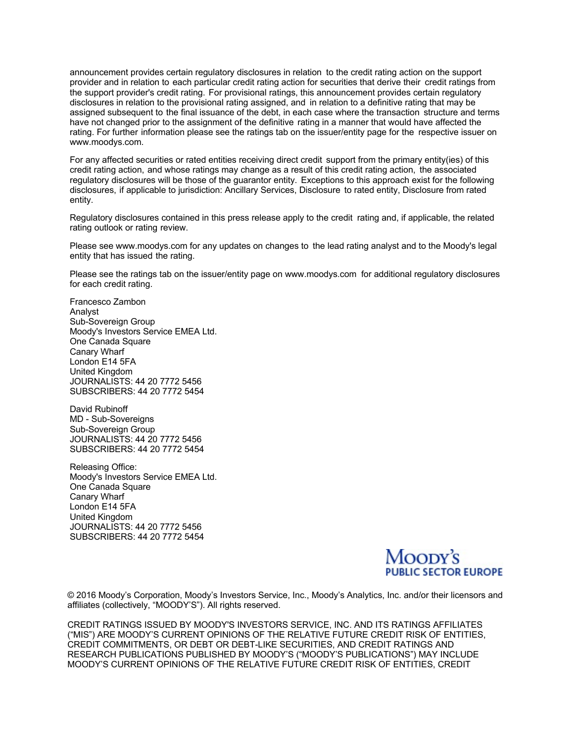announcement provides certain regulatory disclosures in relation to the credit rating action on the support provider and in relation to each particular credit rating action for securities that derive their credit ratings from the support provider's credit rating. For provisional ratings, this announcement provides certain regulatory disclosures in relation to the provisional rating assigned, and in relation to a definitive rating that may be assigned subsequent to the final issuance of the debt, in each case where the transaction structure and terms have not changed prior to the assignment of the definitive rating in a manner that would have affected the rating. For further information please see the ratings tab on the issuer/entity page for the respective issuer on www.moodys.com.

For any affected securities or rated entities receiving direct credit support from the primary entity(ies) of this credit rating action, and whose ratings may change as a result of this credit rating action, the associated regulatory disclosures will be those of the guarantor entity. Exceptions to this approach exist for the following disclosures, if applicable to jurisdiction: Ancillary Services, Disclosure to rated entity, Disclosure from rated entity.

Regulatory disclosures contained in this press release apply to the credit rating and, if applicable, the related rating outlook or rating review.

Please see www.moodys.com for any updates on changes to the lead rating analyst and to the Moody's legal entity that has issued the rating.

Please see the ratings tab on the issuer/entity page on www.moodys.com for additional regulatory disclosures for each credit rating.

Francesco Zambon
Analyst
Sub-Sovereign Group
Moody's Investors Service EMEA Ltd.
One Canada Square
Canary Wharf
London E14 5FA
United Kingdom
JOURNALISTS: 44 20 7772 5456
SUBSCRIBERS: 44 20 7772 5454

David Rubinoff
MD - Sub-Sovereigns
Sub-Sovereign Group
JOURNALISTS: 44 20 7772 5456
SUBSCRIBERS: 44 20 7772 5454

Releasing Office:
Moody's Investors Service EMEA Ltd.
One Canada Square
Canary Wharf
London E14 5FA
United Kingdom
JOURNALISTS: 44 20 7772 5456
SUBSCRIBERS: 44 20 7772 5454

MOODY'S
PUBLIC SECTOR EUROPE

© 2016 Moody's Corporation, Moody's Investors Service, Inc., Moody's Analytics, Inc. and/or their licensors and affiliates (collectively, "MOODY'S"). All rights reserved.

CREDIT RATINGS ISSUED BY MOODY'S INVESTORS SERVICE, INC. AND ITS RATINGS AFFILIATES ("MIS") ARE MOODY'S CURRENT OPINIONS OF THE RELATIVE FUTURE CREDIT RISK OF ENTITIES, CREDIT COMMITMENTS, OR DEBT OR DEBT-LIKE SECURITIES, AND CREDIT RATINGS AND RESEARCH PUBLICATIONS PUBLISHED BY MOODY'S ("MOODY'S PUBLICATIONS") MAY INCLUDE MOODY'S CURRENT OPINIONS OF THE RELATIVE FUTURE CREDIT RISK OF ENTITIES, CREDIT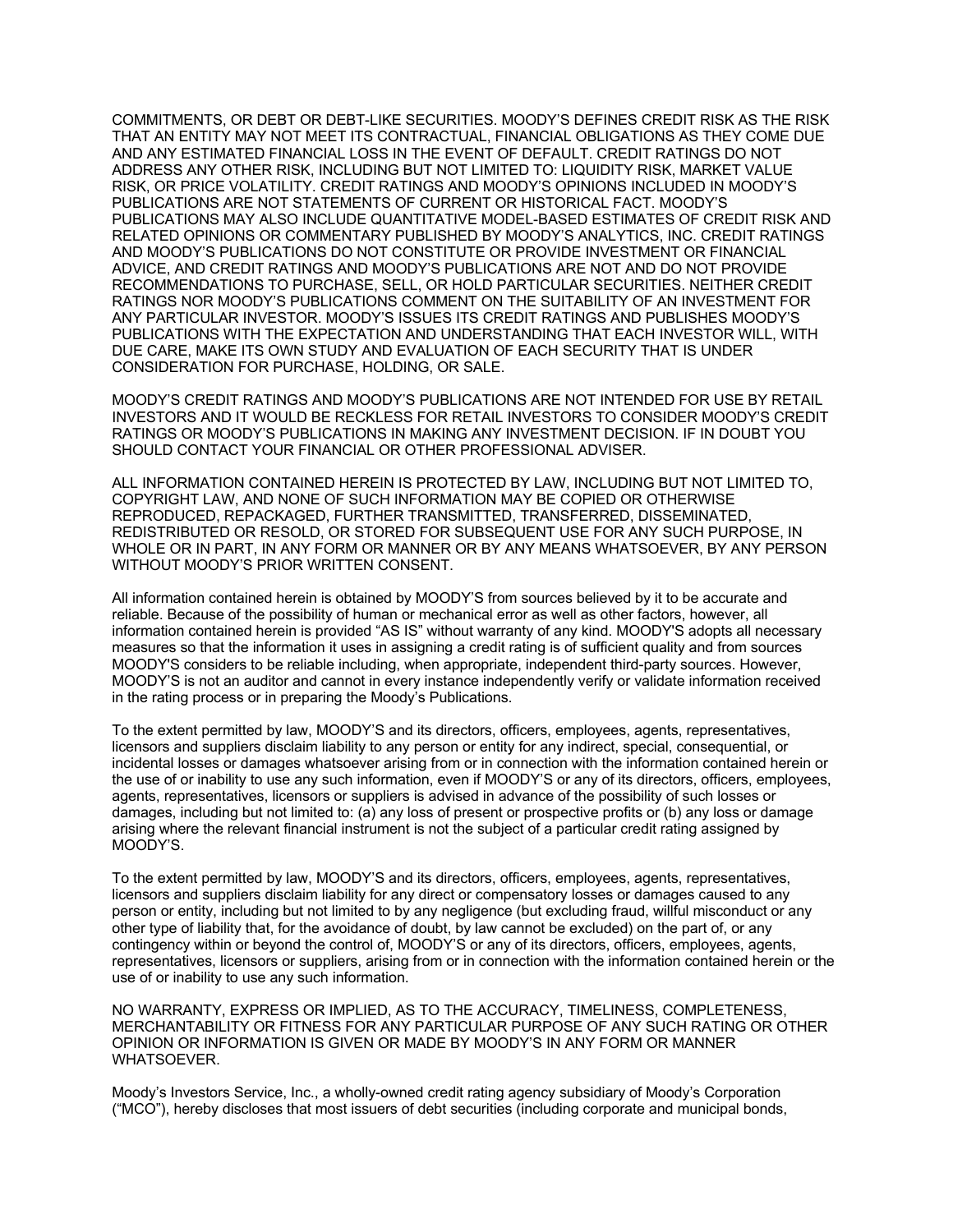COMMITMENTS, OR DEBT OR DEBT-LIKE SECURITIES. MOODY'S DEFINES CREDIT RISK AS THE RISK THAT AN ENTITY MAY NOT MEET ITS CONTRACTUAL, FINANCIAL OBLIGATIONS AS THEY COME DUE AND ANY ESTIMATED FINANCIAL LOSS IN THE EVENT OF DEFAULT. CREDIT RATINGS DO NOT ADDRESS ANY OTHER RISK, INCLUDING BUT NOT LIMITED TO: LIQUIDITY RISK, MARKET VALUE RISK, OR PRICE VOLATILITY. CREDIT RATINGS AND MOODY'S OPINIONS INCLUDED IN MOODY'S PUBLICATIONS ARE NOT STATEMENTS OF CURRENT OR HISTORICAL FACT. MOODY'S PUBLICATIONS MAY ALSO INCLUDE QUANTITATIVE MODEL-BASED ESTIMATES OF CREDIT RISK AND RELATED OPINIONS OR COMMENTARY PUBLISHED BY MOODY'S ANALYTICS, INC. CREDIT RATINGS AND MOODY'S PUBLICATIONS DO NOT CONSTITUTE OR PROVIDE INVESTMENT OR FINANCIAL ADVICE, AND CREDIT RATINGS AND MOODY'S PUBLICATIONS ARE NOT AND DO NOT PROVIDE RECOMMENDATIONS TO PURCHASE, SELL, OR HOLD PARTICULAR SECURITIES. NEITHER CREDIT RATINGS NOR MOODY'S PUBLICATIONS COMMENT ON THE SUITABILITY OF AN INVESTMENT FOR ANY PARTICULAR INVESTOR. MOODY'S ISSUES ITS CREDIT RATINGS AND PUBLISHES MOODY'S PUBLICATIONS WITH THE EXPECTATION AND UNDERSTANDING THAT EACH INVESTOR WILL, WITH DUE CARE, MAKE ITS OWN STUDY AND EVALUATION OF EACH SECURITY THAT IS UNDER CONSIDERATION FOR PURCHASE, HOLDING, OR SALE.

MOODY'S CREDIT RATINGS AND MOODY'S PUBLICATIONS ARE NOT INTENDED FOR USE BY RETAIL INVESTORS AND IT WOULD BE RECKLESS FOR RETAIL INVESTORS TO CONSIDER MOODY'S CREDIT RATINGS OR MOODY'S PUBLICATIONS IN MAKING ANY INVESTMENT DECISION. IF IN DOUBT YOU SHOULD CONTACT YOUR FINANCIAL OR OTHER PROFESSIONAL ADVISER.

ALL INFORMATION CONTAINED HEREIN IS PROTECTED BY LAW, INCLUDING BUT NOT LIMITED TO, COPYRIGHT LAW, AND NONE OF SUCH INFORMATION MAY BE COPIED OR OTHERWISE REPRODUCED, REPACKAGED, FURTHER TRANSMITTED, TRANSFERRED, DISSEMINATED, REDISTRIBUTED OR RESOLD, OR STORED FOR SUBSEQUENT USE FOR ANY SUCH PURPOSE, IN WHOLE OR IN PART, IN ANY FORM OR MANNER OR BY ANY MEANS WHATSOEVER, BY ANY PERSON WITHOUT MOODY'S PRIOR WRITTEN CONSENT.

All information contained herein is obtained by MOODY'S from sources believed by it to be accurate and reliable. Because of the possibility of human or mechanical error as well as other factors, however, all information contained herein is provided "AS IS" without warranty of any kind. MOODY'S adopts all necessary measures so that the information it uses in assigning a credit rating is of sufficient quality and from sources MOODY'S considers to be reliable including, when appropriate, independent third-party sources. However, MOODY'S is not an auditor and cannot in every instance independently verify or validate information received in the rating process or in preparing the Moody's Publications.

To the extent permitted by law, MOODY'S and its directors, officers, employees, agents, representatives, licensors and suppliers disclaim liability to any person or entity for any indirect, special, consequential, or incidental losses or damages whatsoever arising from or in connection with the information contained herein or the use of or inability to use any such information, even if MOODY'S or any of its directors, officers, employees, agents, representatives, licensors or suppliers is advised in advance of the possibility of such losses or damages, including but not limited to: (a) any loss of present or prospective profits or (b) any loss or damage arising where the relevant financial instrument is not the subject of a particular credit rating assigned by MOODY'S.

To the extent permitted by law, MOODY'S and its directors, officers, employees, agents, representatives, licensors and suppliers disclaim liability for any direct or compensatory losses or damages caused to any person or entity, including but not limited to by any negligence (but excluding fraud, willful misconduct or any other type of liability that, for the avoidance of doubt, by law cannot be excluded) on the part of, or any contingency within or beyond the control of, MOODY'S or any of its directors, officers, employees, agents, representatives, licensors or suppliers, arising from or in connection with the information contained herein or the use of or inability to use any such information.

NO WARRANTY, EXPRESS OR IMPLIED, AS TO THE ACCURACY, TIMELINESS, COMPLETENESS, MERCHANTABILITY OR FITNESS FOR ANY PARTICULAR PURPOSE OF ANY SUCH RATING OR OTHER OPINION OR INFORMATION IS GIVEN OR MADE BY MOODY'S IN ANY FORM OR MANNER WHATSOEVER.

Moody's Investors Service, Inc., a wholly-owned credit rating agency subsidiary of Moody's Corporation ("MCO"), hereby discloses that most issuers of debt securities (including corporate and municipal bonds,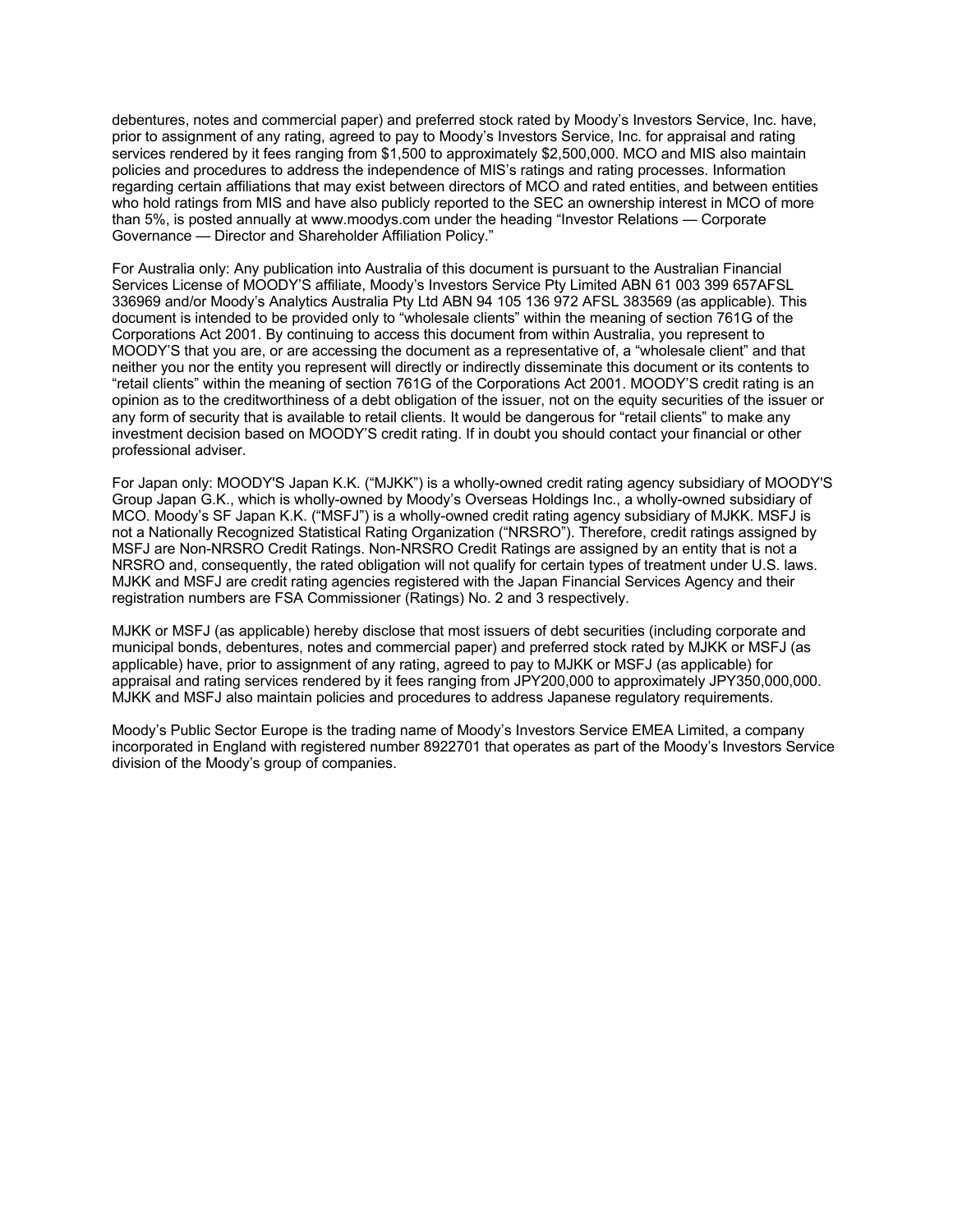debentures, notes and commercial paper) and preferred stock rated by Moody's Investors Service, Inc. have, prior to assignment of any rating, agreed to pay to Moody's Investors Service, Inc. for appraisal and rating services rendered by it fees ranging from $1,500 to approximately $2,500,000. MCO and MIS also maintain policies and procedures to address the independence of MIS's ratings and rating processes. Information regarding certain affiliations that may exist between directors of MCO and rated entities, and between entities who hold ratings from MIS and have also publicly reported to the SEC an ownership interest in MCO of more than 5%, is posted annually at www.moodys.com under the heading "Investor Relations — Corporate Governance — Director and Shareholder Affiliation Policy."

For Australia only: Any publication into Australia of this document is pursuant to the Australian Financial Services License of MOODY'S affiliate, Moody's Investors Service Pty Limited ABN 61 003 399 657AFSL 336969 and/or Moody's Analytics Australia Pty Ltd ABN 94 105 136 972 AFSL 383569 (as applicable). This document is intended to be provided only to "wholesale clients" within the meaning of section 761G of the Corporations Act 2001. By continuing to access this document from within Australia, you represent to MOODY'S that you are, or are accessing the document as a representative of, a "wholesale client" and that neither you nor the entity you represent will directly or indirectly disseminate this document or its contents to "retail clients" within the meaning of section 761G of the Corporations Act 2001. MOODY'S credit rating is an opinion as to the creditworthiness of a debt obligation of the issuer, not on the equity securities of the issuer or any form of security that is available to retail clients. It would be dangerous for "retail clients" to make any investment decision based on MOODY'S credit rating. If in doubt you should contact your financial or other professional adviser.

For Japan only: MOODY'S Japan K.K. ("MJKK") is a wholly-owned credit rating agency subsidiary of MOODY'S Group Japan G.K., which is wholly-owned by Moody's Overseas Holdings Inc., a wholly-owned subsidiary of MCO. Moody's SF Japan K.K. ("MSFJ") is a wholly-owned credit rating agency subsidiary of MJKK. MSFJ is not a Nationally Recognized Statistical Rating Organization ("NRSRO"). Therefore, credit ratings assigned by MSFJ are Non-NRSRO Credit Ratings. Non-NRSRO Credit Ratings are assigned by an entity that is not a NRSRO and, consequently, the rated obligation will not qualify for certain types of treatment under U.S. laws. MJKK and MSFJ are credit rating agencies registered with the Japan Financial Services Agency and their registration numbers are FSA Commissioner (Ratings) No. 2 and 3 respectively.

MJKK or MSFJ (as applicable) hereby disclose that most issuers of debt securities (including corporate and municipal bonds, debentures, notes and commercial paper) and preferred stock rated by MJKK or MSFJ (as applicable) have, prior to assignment of any rating, agreed to pay to MJKK or MSFJ (as applicable) for appraisal and rating services rendered by it fees ranging from JPY200,000 to approximately JPY350,000,000. MJKK and MSFJ also maintain policies and procedures to address Japanese regulatory requirements.

Moody's Public Sector Europe is the trading name of Moody's Investors Service EMEA Limited, a company incorporated in England with registered number 8922701 that operates as part of the Moody's Investors Service division of the Moody's group of companies.